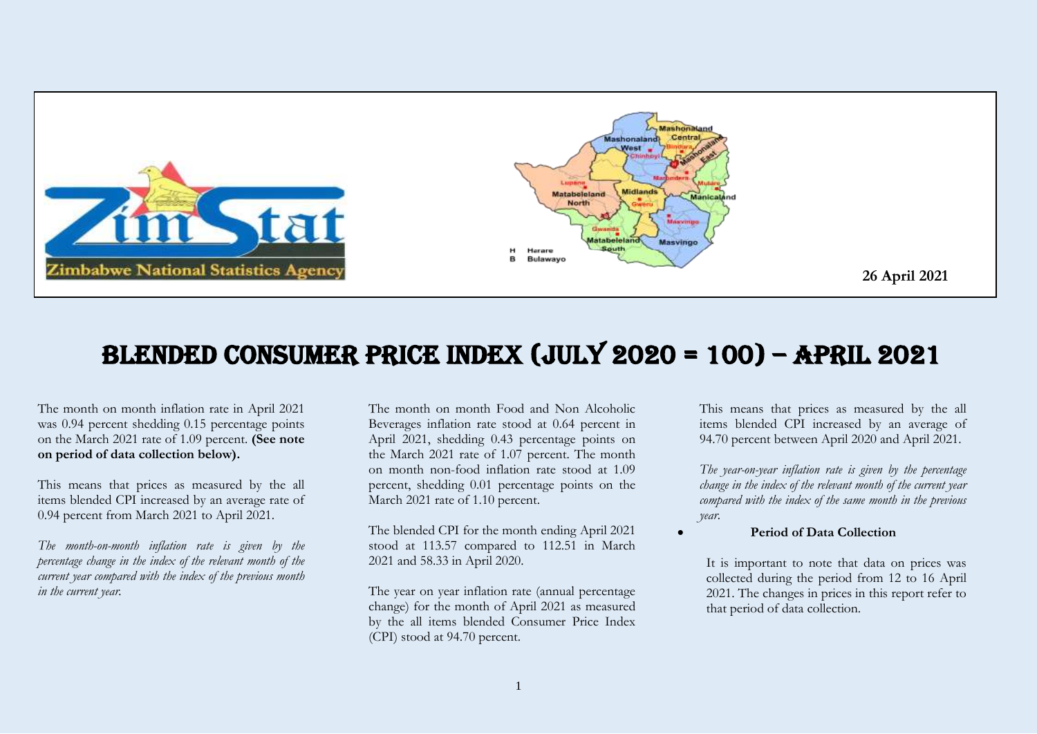Zimbabwe National Statistics Agency

26 April 2021

# BLENDED CONSUMER PRICE INDEX (JULY 2020 = 100) – APRIL 2021

The month on month inflation rate in April 2021 was 0.94 percent shedding 0.15 percentage points on the March 2021 rate of 1.09 percent. **(See note on period of data collection below).**

This means that prices as measured by the all items blended CPI increased by an average rate of 0.94 percent from March 2021 to April 2021.

*The month-on-month inflation rate is given by the percentage change in the index of the relevant month of the current year compared with the index of the previous month in the current year.*

The month on month Food and Non Alcoholic Beverages inflation rate stood at 0.64 percent in April 2021, shedding 0.43 percentage points on the March 2021 rate of 1.07 percent. The month on month non-food inflation rate stood at 1.09 percent, shedding 0.01 percentage points on the March 2021 rate of 1.10 percent.

The blended CPI for the month ending April 2021 stood at 113.57 compared to 112.51 in March 2021 and 58.33 in April 2020.

The year on year inflation rate (annual percentage change) for the month of April 2021 as measured by the all items blended Consumer Price Index (CPI) stood at 94.70 percent.

This means that prices as measured by the all items blended CPI increased by an average of 94.70 percent between April 2020 and April 2021.

*The year-on-year inflation rate is given by the percentage change in the index of the relevant month of the current year compared with the index of the same month in the previous year.*

- **Period of Data Collection**

It is important to note that data on prices was collected during the period from 12 to 16 April 2021. The changes in prices in this report refer to that period of data collection.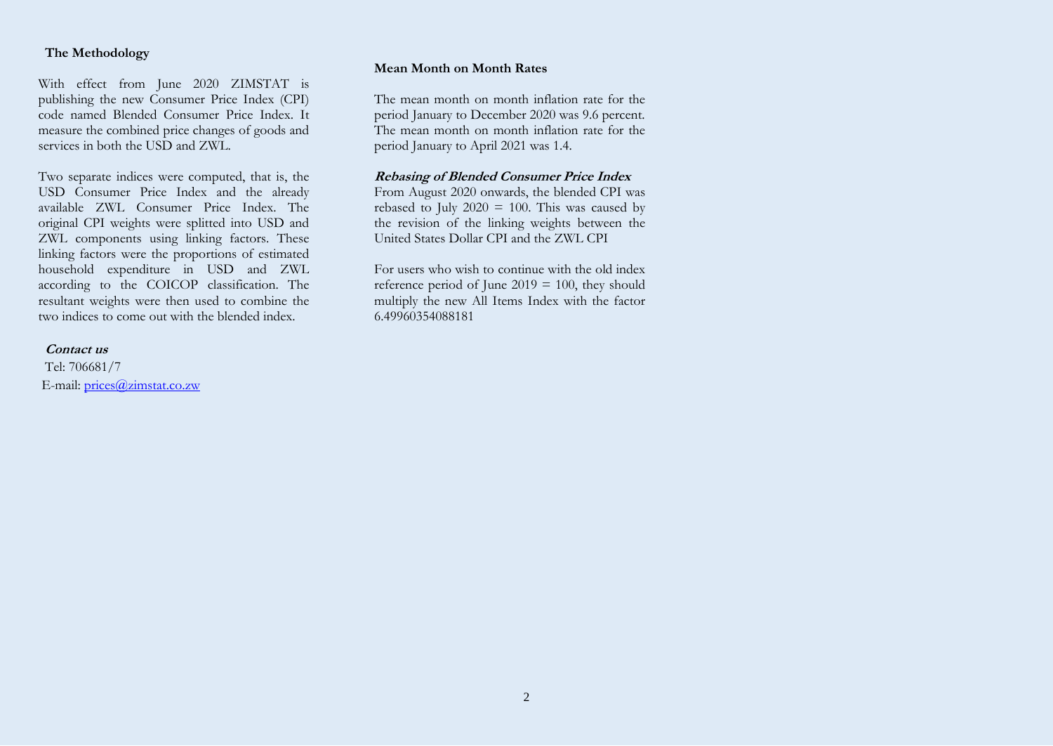## The Methodology

With effect from June 2020 ZIMSTAT is publishing the new Consumer Price Index (CPI) code named Blended Consumer Price Index. It measure the combined price changes of goods and services in both the USD and ZWL.

Two separate indices were computed, that is, the USD Consumer Price Index and the already available ZWL Consumer Price Index. The original CPI weights were splitted into USD and ZWL components using linking factors. These linking factors were the proportions of estimated household expenditure in USD and ZWL according to the COICOP classification. The resultant weights were then used to combine the two indices to come out with the blended index.

***Contact us***

Tel: 706681/7

E-mail: [prices@zimstat.co.zw](mailto:prices@zimstat.co.zw)

## Mean Month on Month Rates

The mean month on month inflation rate for the period January to December 2020 was 9.6 percent. The mean month on month inflation rate for the period January to April 2021 was 1.4.

***Rebasing of Blended Consumer Price Index***

From August 2020 onwards, the blended CPI was rebased to July 2020 = 100. This was caused by the revision of the linking weights between the United States Dollar CPI and the ZWL CPI

For users who wish to continue with the old index reference period of June 2019 = 100, they should multiply the new All Items Index with the factor 6.49960354088181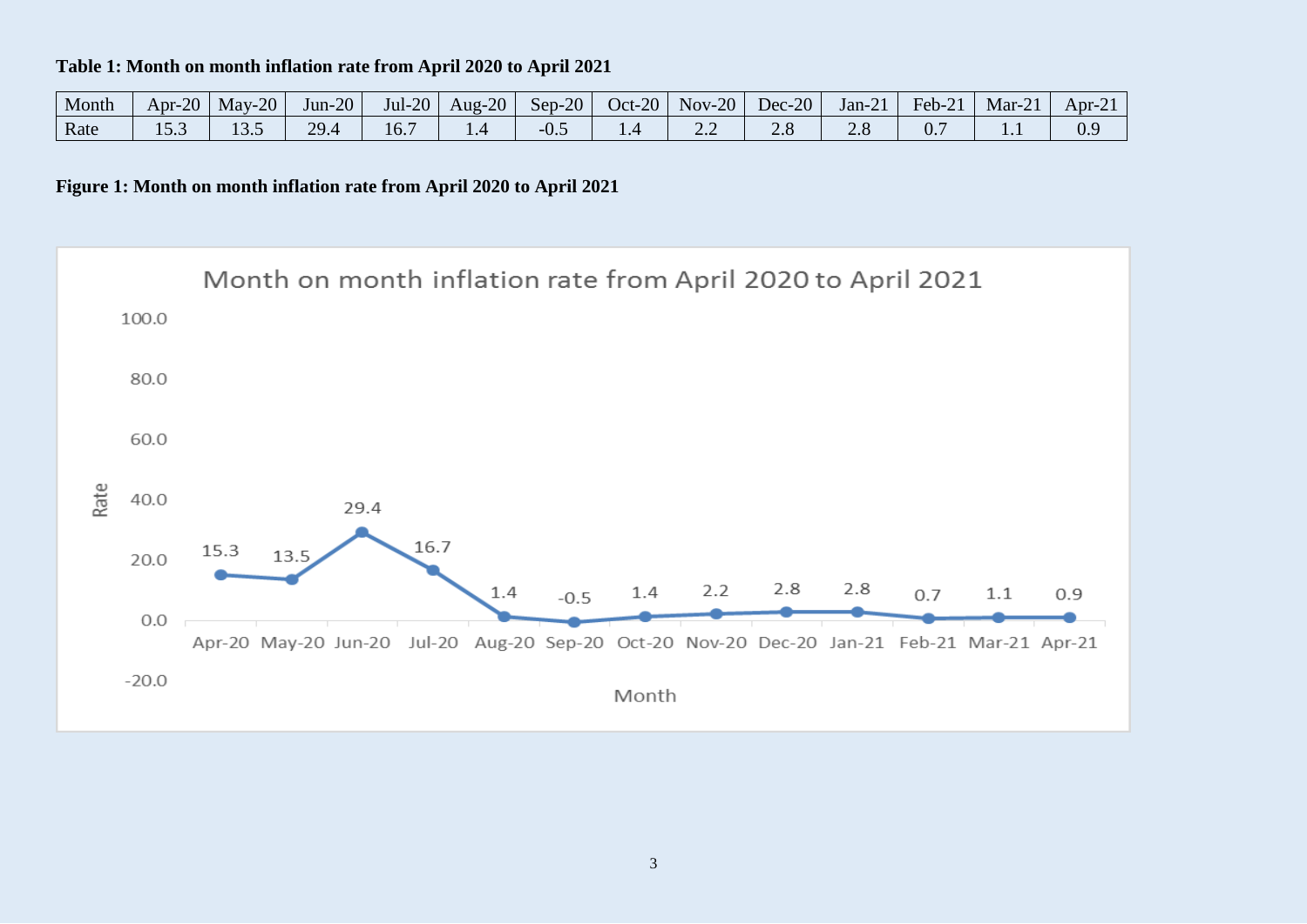**Table 1: Month on month inflation rate from April 2020 to April 2021**

| Month | Apr-20 | May-20 | Jun-20 | Jul-20 | Aug-20 | Sep-20 | Oct-20 | Nov-20 | Dec-20 | Jan-21 | Feb-21 | Mar-21 | Apr-21 |
|---|---|---|---|---|---|---|---|---|---|---|---|---|---|
| Rate | 15.3 | 13.5 | 29.4 | 16.7 | 1.4 | -0.5 | 1.4 | 2.2 | 2.8 | 2.8 | 0.7 | 1.1 | 0.9 |

**Figure 1: Month on month inflation rate from April 2020 to April 2021**

Month on month inflation rate from April 2020 to April 2021

Rate

100.0
80.0
60.0
40.0
20.0
0.0
-20.0

15.3 13.5 29.4 16.7 1.4 -0.5 1.4 2.2 2.8 2.8 0.7 1.1 0.9

Apr-20 May-20 Jun-20 Jul-20 Aug-20 Sep-20 Oct-20 Nov-20 Dec-20 Jan-21 Feb-21 Mar-21 Apr-21

Month